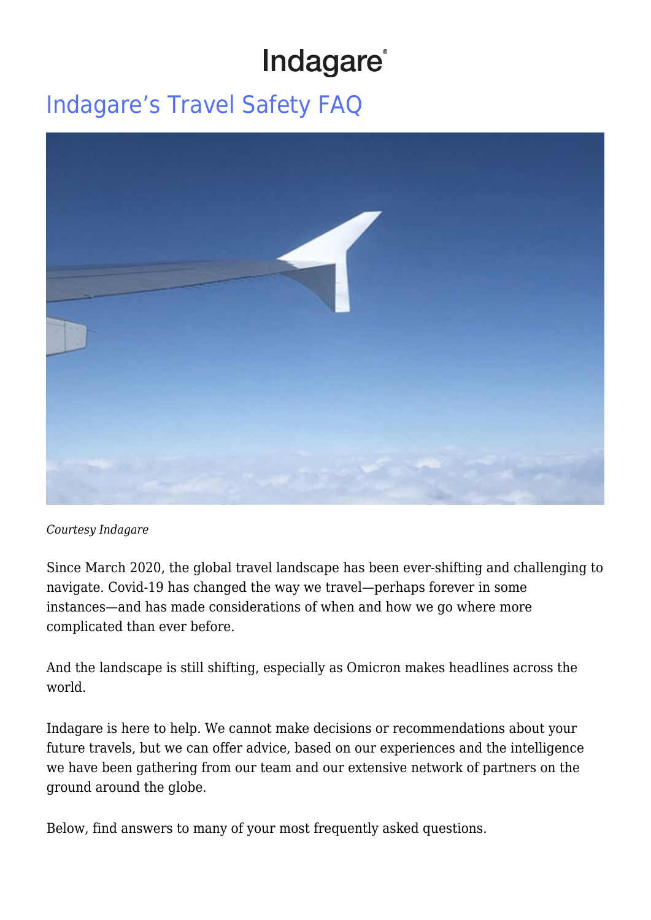# Indagare

## Indagare's Travel Safety FAQ

*Courtesy Indagare*

Since March 2020, the global travel landscape has been ever-shifting and challenging to navigate. Covid-19 has changed the way we travel—perhaps forever in some instances—and has made considerations of when and how we go where more complicated than ever before.

And the landscape is still shifting, especially as Omicron makes headlines across the world.

Indagare is here to help. We cannot make decisions or recommendations about your future travels, but we can offer advice, based on our experiences and the intelligence we have been gathering from our team and our extensive network of partners on the ground around the globe.

Below, find answers to many of your most frequently asked questions.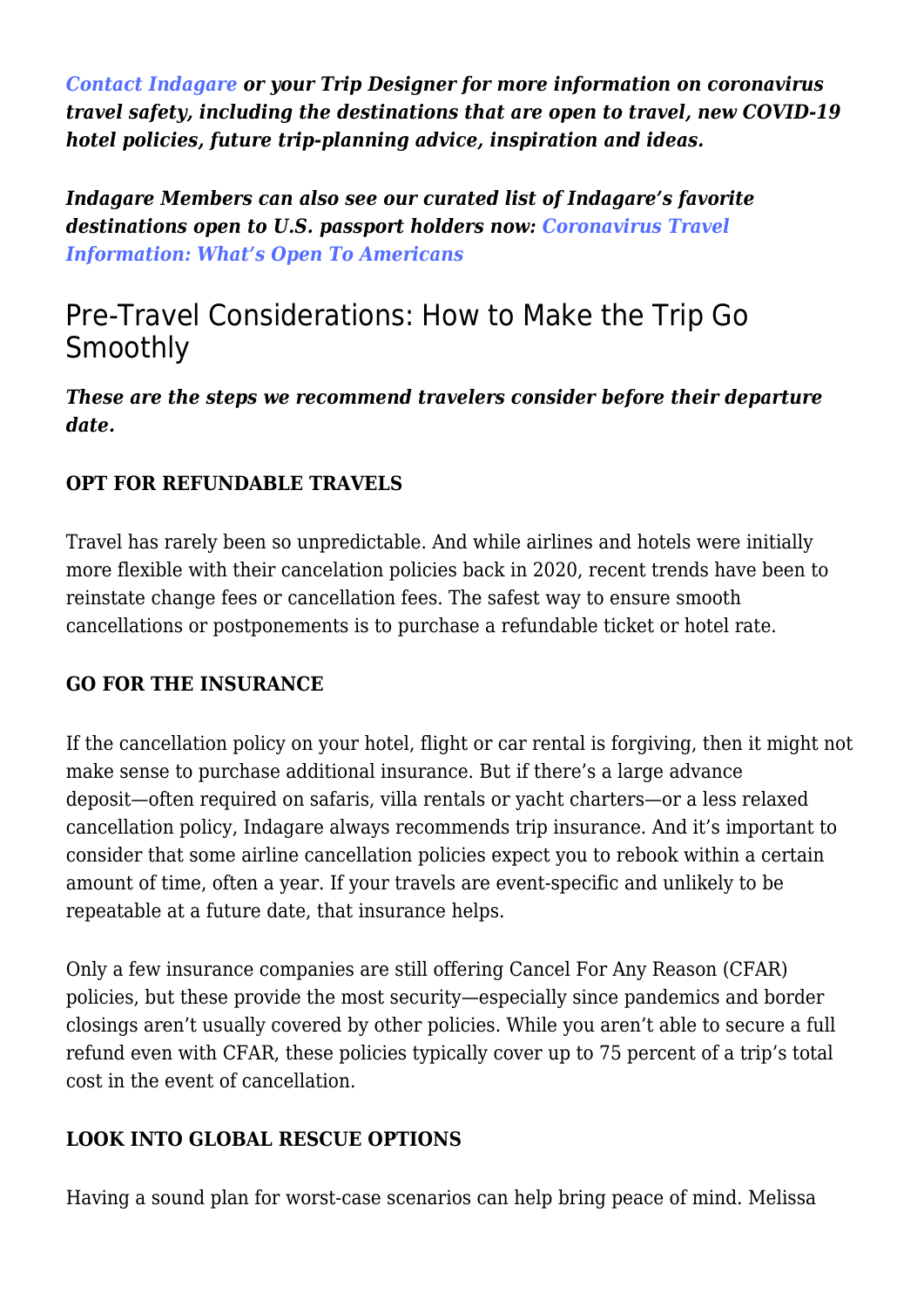***Contact Indagare** or your Trip Designer for more information on coronavirus travel safety, including the destinations that are open to travel, new COVID-19 hotel policies, future trip-planning advice, inspiration and ideas.*

***Indagare Members can also see our curated list of Indagare's favorite destinations open to U.S. passport holders now: Coronavirus Travel Information: What's Open To Americans***

## Pre-Travel Considerations: How to Make the Trip Go Smoothly

***These are the steps we recommend travelers consider before their departure date.***

**OPT FOR REFUNDABLE TRAVELS**

Travel has rarely been so unpredictable. And while airlines and hotels were initially more flexible with their cancelation policies back in 2020, recent trends have been to reinstate change fees or cancellation fees. The safest way to ensure smooth cancellations or postponements is to purchase a refundable ticket or hotel rate.

**GO FOR THE INSURANCE**

If the cancellation policy on your hotel, flight or car rental is forgiving, then it might not make sense to purchase additional insurance. But if there's a large advance deposit—often required on safaris, villa rentals or yacht charters—or a less relaxed cancellation policy, Indagare always recommends trip insurance. And it's important to consider that some airline cancellation policies expect you to rebook within a certain amount of time, often a year. If your travels are event-specific and unlikely to be repeatable at a future date, that insurance helps.

Only a few insurance companies are still offering Cancel For Any Reason (CFAR) policies, but these provide the most security—especially since pandemics and border closings aren't usually covered by other policies. While you aren't able to secure a full refund even with CFAR, these policies typically cover up to 75 percent of a trip's total cost in the event of cancellation.

**LOOK INTO GLOBAL RESCUE OPTIONS**

Having a sound plan for worst-case scenarios can help bring peace of mind. Melissa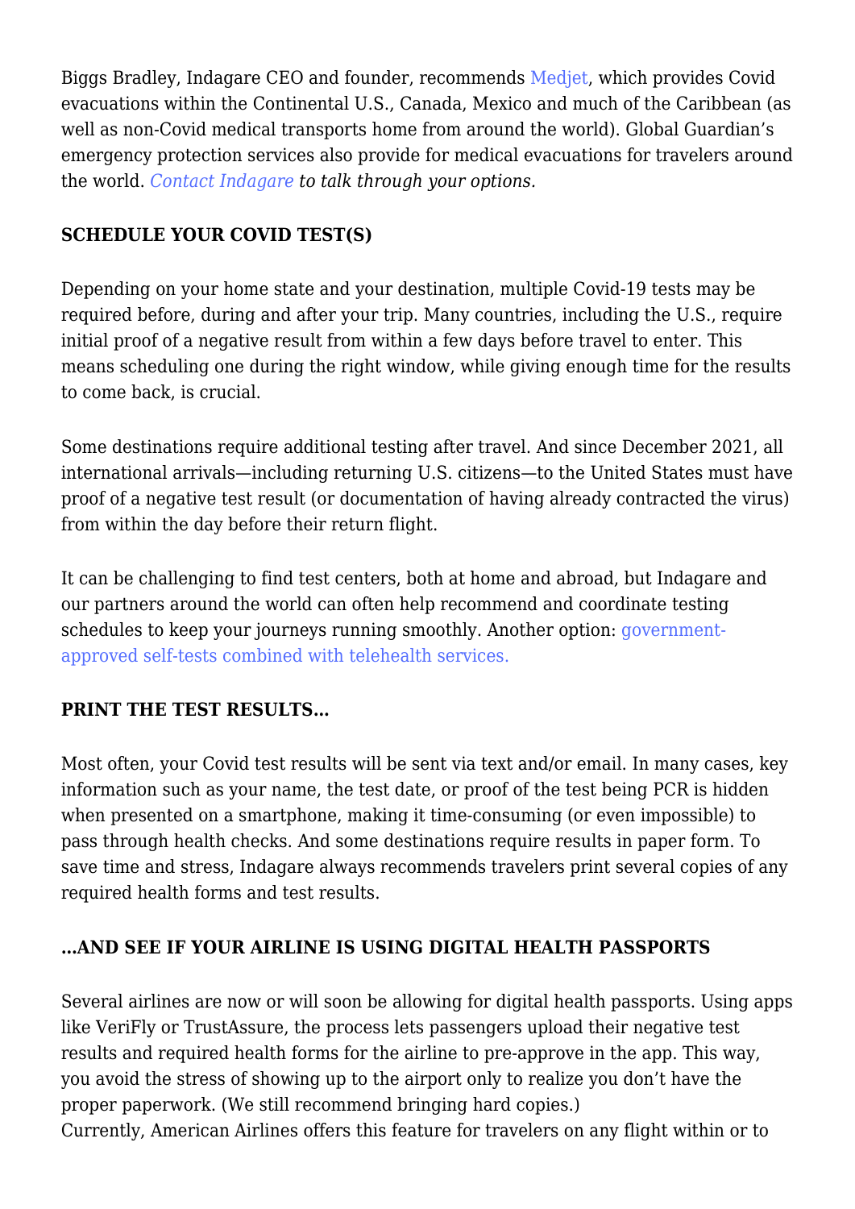Biggs Bradley, Indagare CEO and founder, recommends Medjet, which provides Covid evacuations within the Continental U.S., Canada, Mexico and much of the Caribbean (as well as non-Covid medical transports home from around the world). Global Guardian's emergency protection services also provide for medical evacuations for travelers around the world. *Contact Indagare to talk through your options.*

**SCHEDULE YOUR COVID TEST(S)**

Depending on your home state and your destination, multiple Covid-19 tests may be required before, during and after your trip. Many countries, including the U.S., require initial proof of a negative result from within a few days before travel to enter. This means scheduling one during the right window, while giving enough time for the results to come back, is crucial.

Some destinations require additional testing after travel. And since December 2021, all international arrivals—including returning U.S. citizens—to the United States must have proof of a negative test result (or documentation of having already contracted the virus) from within the day before their return flight.

It can be challenging to find test centers, both at home and abroad, but Indagare and our partners around the world can often help recommend and coordinate testing schedules to keep your journeys running smoothly. Another option: government-approved self-tests combined with telehealth services.

**PRINT THE TEST RESULTS…**

Most often, your Covid test results will be sent via text and/or email. In many cases, key information such as your name, the test date, or proof of the test being PCR is hidden when presented on a smartphone, making it time-consuming (or even impossible) to pass through health checks. And some destinations require results in paper form. To save time and stress, Indagare always recommends travelers print several copies of any required health forms and test results.

**…AND SEE IF YOUR AIRLINE IS USING DIGITAL HEALTH PASSPORTS**

Several airlines are now or will soon be allowing for digital health passports. Using apps like VeriFly or TrustAssure, the process lets passengers upload their negative test results and required health forms for the airline to pre-approve in the app. This way, you avoid the stress of showing up to the airport only to realize you don't have the proper paperwork. (We still recommend bringing hard copies.)
Currently, American Airlines offers this feature for travelers on any flight within or to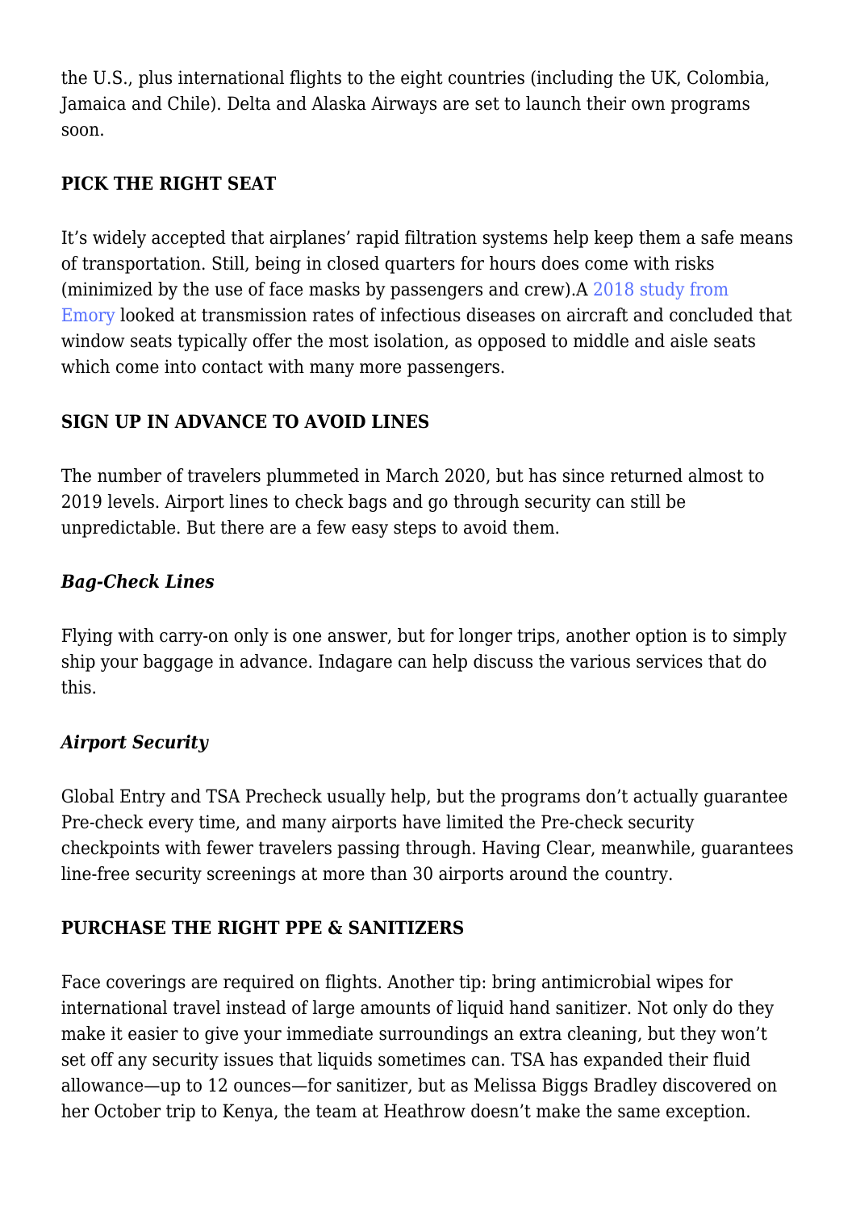the U.S., plus international flights to the eight countries (including the UK, Colombia, Jamaica and Chile). Delta and Alaska Airways are set to launch their own programs soon.

## PICK THE RIGHT SEAT

It's widely accepted that airplanes' rapid filtration systems help keep them a safe means of transportation. Still, being in closed quarters for hours does come with risks (minimized by the use of face masks by passengers and crew).A 2018 study from Emory looked at transmission rates of infectious diseases on aircraft and concluded that window seats typically offer the most isolation, as opposed to middle and aisle seats which come into contact with many more passengers.

## SIGN UP IN ADVANCE TO AVOID LINES

The number of travelers plummeted in March 2020, but has since returned almost to 2019 levels. Airport lines to check bags and go through security can still be unpredictable. But there are a few easy steps to avoid them.

### *Bag-Check Lines*

Flying with carry-on only is one answer, but for longer trips, another option is to simply ship your baggage in advance. Indagare can help discuss the various services that do this.

### *Airport Security*

Global Entry and TSA Precheck usually help, but the programs don't actually guarantee Pre-check every time, and many airports have limited the Pre-check security checkpoints with fewer travelers passing through. Having Clear, meanwhile, guarantees line-free security screenings at more than 30 airports around the country.

## PURCHASE THE RIGHT PPE & SANITIZERS

Face coverings are required on flights. Another tip: bring antimicrobial wipes for international travel instead of large amounts of liquid hand sanitizer. Not only do they make it easier to give your immediate surroundings an extra cleaning, but they won't set off any security issues that liquids sometimes can. TSA has expanded their fluid allowance—up to 12 ounces—for sanitizer, but as Melissa Biggs Bradley discovered on her October trip to Kenya, the team at Heathrow doesn't make the same exception.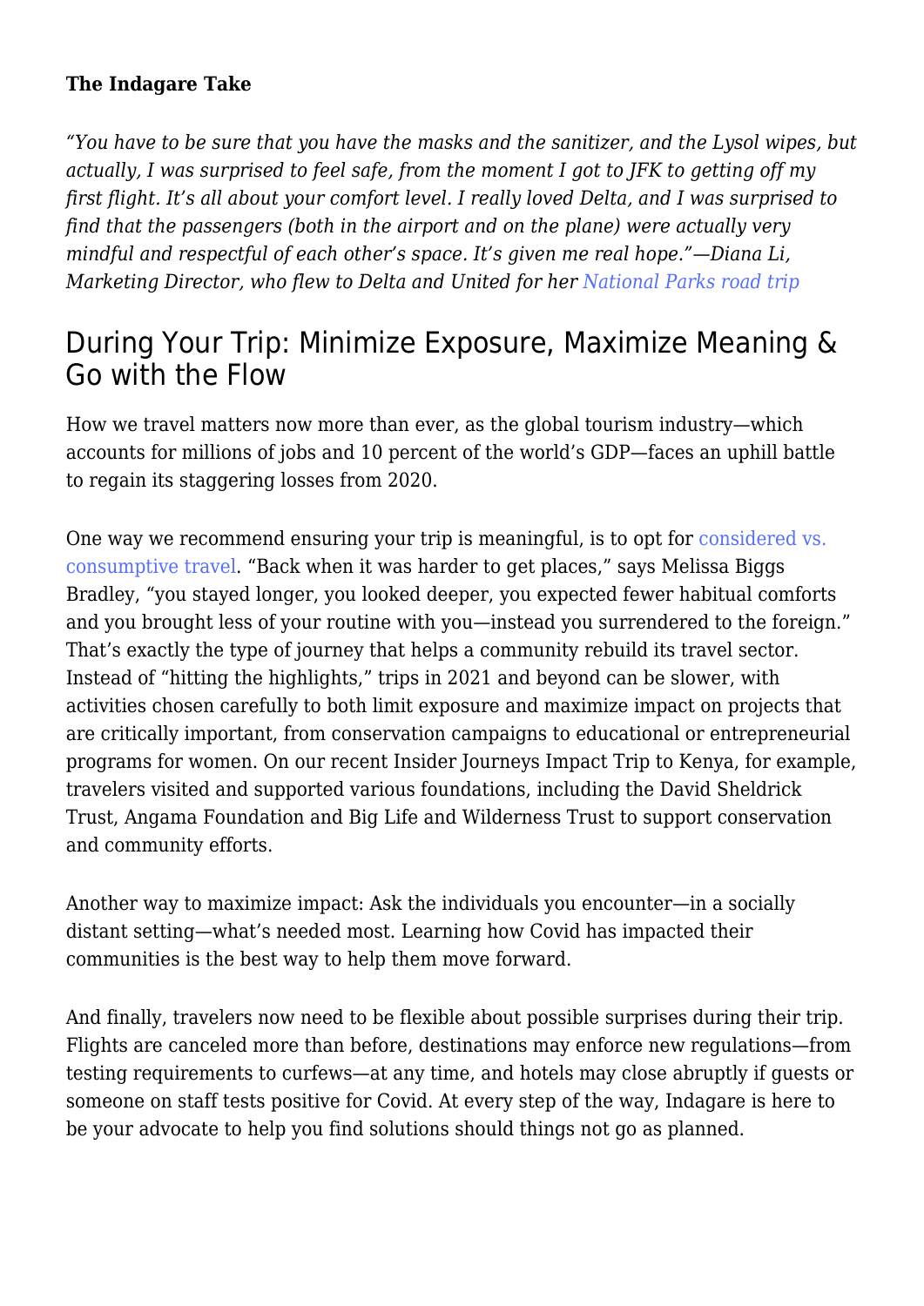**The Indagare Take**

*"You have to be sure that you have the masks and the sanitizer, and the Lysol wipes, but actually, I was surprised to feel safe, from the moment I got to JFK to getting off my first flight. It's all about your comfort level. I really loved Delta, and I was surprised to find that the passengers (both in the airport and on the plane) were actually very mindful and respectful of each other's space. It's given me real hope."—Diana Li, Marketing Director, who flew to Delta and United for her National Parks road trip*

## During Your Trip: Minimize Exposure, Maximize Meaning & Go with the Flow

How we travel matters now more than ever, as the global tourism industry—which accounts for millions of jobs and 10 percent of the world's GDP—faces an uphill battle to regain its staggering losses from 2020.

One way we recommend ensuring your trip is meaningful, is to opt for considered vs. consumptive travel. "Back when it was harder to get places," says Melissa Biggs Bradley, "you stayed longer, you looked deeper, you expected fewer habitual comforts and you brought less of your routine with you—instead you surrendered to the foreign." That's exactly the type of journey that helps a community rebuild its travel sector. Instead of "hitting the highlights," trips in 2021 and beyond can be slower, with activities chosen carefully to both limit exposure and maximize impact on projects that are critically important, from conservation campaigns to educational or entrepreneurial programs for women. On our recent Insider Journeys Impact Trip to Kenya, for example, travelers visited and supported various foundations, including the David Sheldrick Trust, Angama Foundation and Big Life and Wilderness Trust to support conservation and community efforts.

Another way to maximize impact: Ask the individuals you encounter—in a socially distant setting—what's needed most. Learning how Covid has impacted their communities is the best way to help them move forward.

And finally, travelers now need to be flexible about possible surprises during their trip. Flights are canceled more than before, destinations may enforce new regulations—from testing requirements to curfews—at any time, and hotels may close abruptly if guests or someone on staff tests positive for Covid. At every step of the way, Indagare is here to be your advocate to help you find solutions should things not go as planned.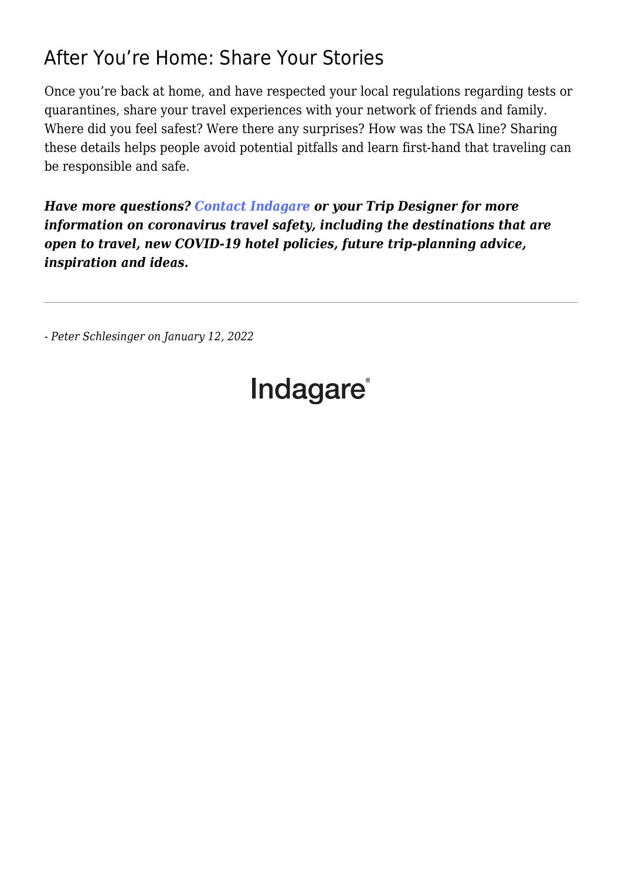## After You're Home: Share Your Stories

Once you're back at home, and have respected your local regulations regarding tests or quarantines, share your travel experiences with your network of friends and family. Where did you feel safest? Were there any surprises? How was the TSA line? Sharing these details helps people avoid potential pitfalls and learn first-hand that traveling can be responsible and safe.

***Have more questions? Contact Indagare or your Trip Designer for more information on coronavirus travel safety, including the destinations that are open to travel, new COVID-19 hotel policies, future trip-planning advice, inspiration and ideas.***

---

*- Peter Schlesinger on January 12, 2022*

Indagare®